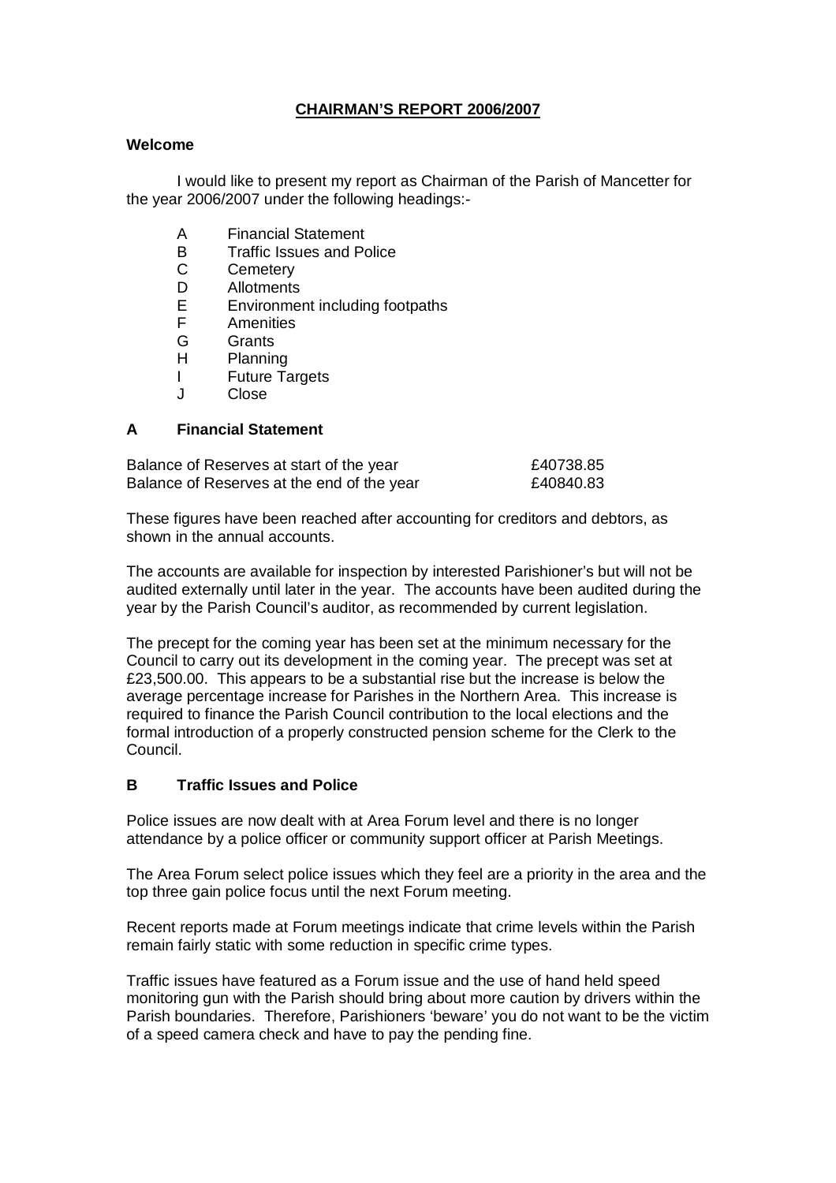# CHAIRMAN'S REPORT 2006/2007

**Welcome**

I would like to present my report as Chairman of the Parish of Mancetter for the year 2006/2007 under the following headings:-

- A Financial Statement
- B Traffic Issues and Police
- C Cemetery
- D Allotments
- E Environment including footpaths
- F Amenities
- G Grants
- H Planning
- I Future Targets
- J Close

## A Financial Statement

| | |
|---|---|
| Balance of Reserves at start of the year | £40738.85 |
| Balance of Reserves at the end of the year | £40840.83 |

These figures have been reached after accounting for creditors and debtors, as shown in the annual accounts.

The accounts are available for inspection by interested Parishioner's but will not be audited externally until later in the year. The accounts have been audited during the year by the Parish Council's auditor, as recommended by current legislation.

The precept for the coming year has been set at the minimum necessary for the Council to carry out its development in the coming year. The precept was set at £23,500.00. This appears to be a substantial rise but the increase is below the average percentage increase for Parishes in the Northern Area. This increase is required to finance the Parish Council contribution to the local elections and the formal introduction of a properly constructed pension scheme for the Clerk to the Council.

## B Traffic Issues and Police

Police issues are now dealt with at Area Forum level and there is no longer attendance by a police officer or community support officer at Parish Meetings.

The Area Forum select police issues which they feel are a priority in the area and the top three gain police focus until the next Forum meeting.

Recent reports made at Forum meetings indicate that crime levels within the Parish remain fairly static with some reduction in specific crime types.

Traffic issues have featured as a Forum issue and the use of hand held speed monitoring gun with the Parish should bring about more caution by drivers within the Parish boundaries. Therefore, Parishioners 'beware' you do not want to be the victim of a speed camera check and have to pay the pending fine.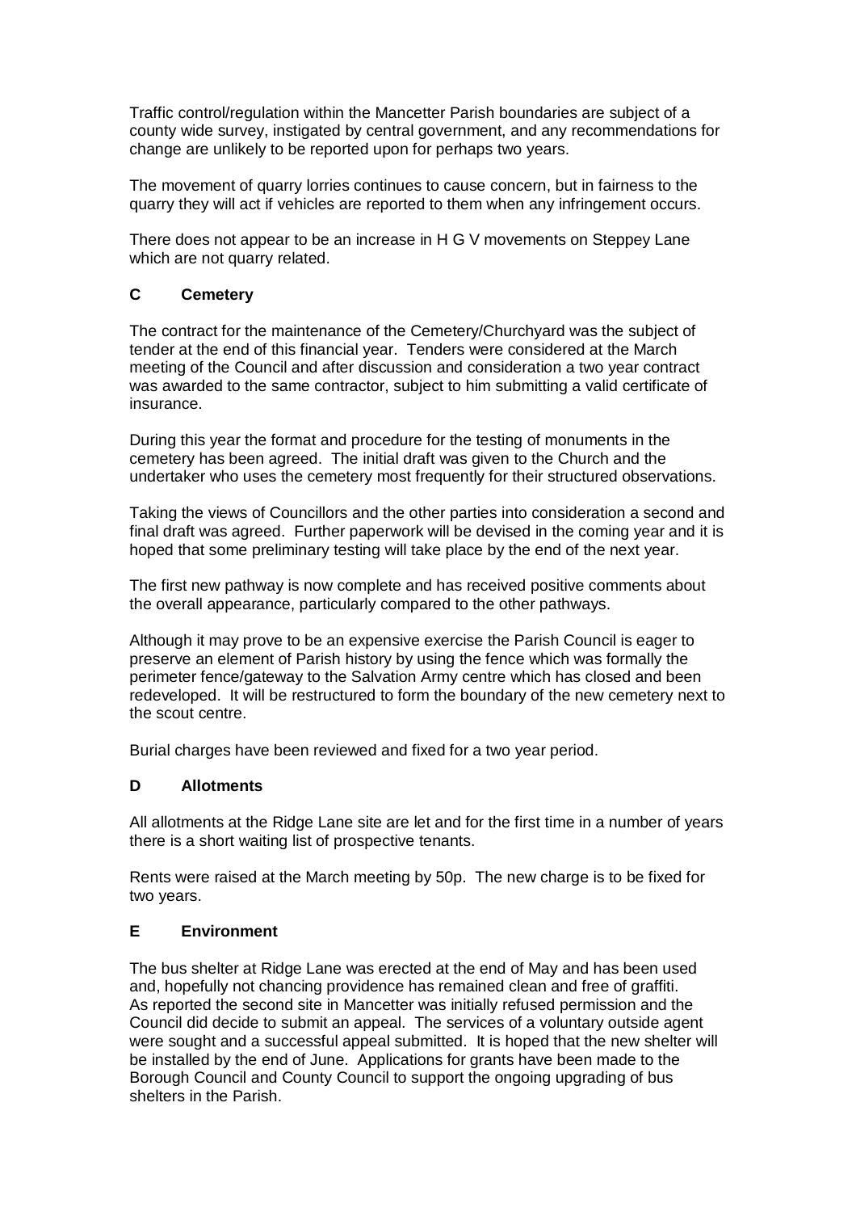Traffic control/regulation within the Mancetter Parish boundaries are subject of a county wide survey, instigated by central government, and any recommendations for change are unlikely to be reported upon for perhaps two years.

The movement of quarry lorries continues to cause concern, but in fairness to the quarry they will act if vehicles are reported to them when any infringement occurs.

There does not appear to be an increase in H G V movements on Steppey Lane which are not quarry related.

## C Cemetery

The contract for the maintenance of the Cemetery/Churchyard was the subject of tender at the end of this financial year. Tenders were considered at the March meeting of the Council and after discussion and consideration a two year contract was awarded to the same contractor, subject to him submitting a valid certificate of insurance.

During this year the format and procedure for the testing of monuments in the cemetery has been agreed. The initial draft was given to the Church and the undertaker who uses the cemetery most frequently for their structured observations.

Taking the views of Councillors and the other parties into consideration a second and final draft was agreed. Further paperwork will be devised in the coming year and it is hoped that some preliminary testing will take place by the end of the next year.

The first new pathway is now complete and has received positive comments about the overall appearance, particularly compared to the other pathways.

Although it may prove to be an expensive exercise the Parish Council is eager to preserve an element of Parish history by using the fence which was formally the perimeter fence/gateway to the Salvation Army centre which has closed and been redeveloped. It will be restructured to form the boundary of the new cemetery next to the scout centre.

Burial charges have been reviewed and fixed for a two year period.

## D Allotments

All allotments at the Ridge Lane site are let and for the first time in a number of years there is a short waiting list of prospective tenants.

Rents were raised at the March meeting by 50p. The new charge is to be fixed for two years.

## E Environment

The bus shelter at Ridge Lane was erected at the end of May and has been used and, hopefully not chancing providence has remained clean and free of graffiti. As reported the second site in Mancetter was initially refused permission and the Council did decide to submit an appeal. The services of a voluntary outside agent were sought and a successful appeal submitted. It is hoped that the new shelter will be installed by the end of June. Applications for grants have been made to the Borough Council and County Council to support the ongoing upgrading of bus shelters in the Parish.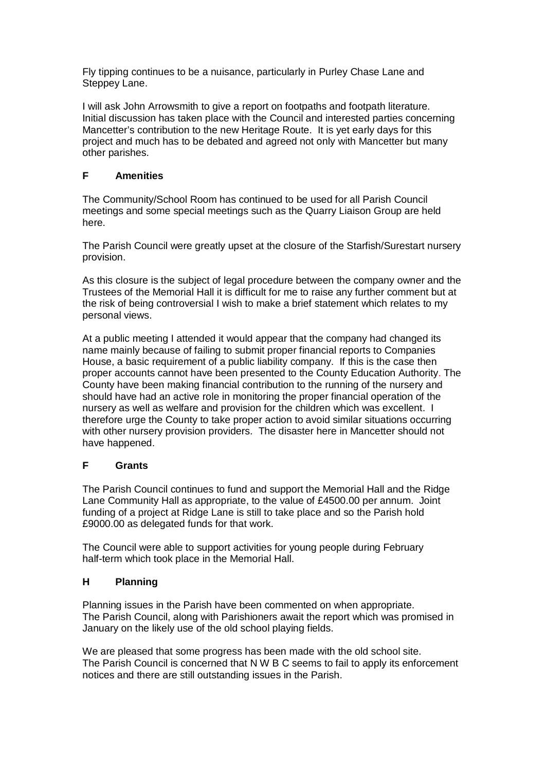Fly tipping continues to be a nuisance, particularly in Purley Chase Lane and Steppey Lane.

I will ask John Arrowsmith to give a report on footpaths and footpath literature. Initial discussion has taken place with the Council and interested parties concerning Mancetter's contribution to the new Heritage Route. It is yet early days for this project and much has to be debated and agreed not only with Mancetter but many other parishes.

### F Amenities

The Community/School Room has continued to be used for all Parish Council meetings and some special meetings such as the Quarry Liaison Group are held here.

The Parish Council were greatly upset at the closure of the Starfish/Surestart nursery provision.

As this closure is the subject of legal procedure between the company owner and the Trustees of the Memorial Hall it is difficult for me to raise any further comment but at the risk of being controversial I wish to make a brief statement which relates to my personal views.

At a public meeting I attended it would appear that the company had changed its name mainly because of failing to submit proper financial reports to Companies House, a basic requirement of a public liability company. If this is the case then proper accounts cannot have been presented to the County Education Authority. The County have been making financial contribution to the running of the nursery and should have had an active role in monitoring the proper financial operation of the nursery as well as welfare and provision for the children which was excellent. I therefore urge the County to take proper action to avoid similar situations occurring with other nursery provision providers. The disaster here in Mancetter should not have happened.

### F Grants

The Parish Council continues to fund and support the Memorial Hall and the Ridge Lane Community Hall as appropriate, to the value of £4500.00 per annum. Joint funding of a project at Ridge Lane is still to take place and so the Parish hold £9000.00 as delegated funds for that work.

The Council were able to support activities for young people during February half-term which took place in the Memorial Hall.

### H Planning

Planning issues in the Parish have been commented on when appropriate.
The Parish Council, along with Parishioners await the report which was promised in January on the likely use of the old school playing fields.

We are pleased that some progress has been made with the old school site.
The Parish Council is concerned that N W B C seems to fail to apply its enforcement notices and there are still outstanding issues in the Parish.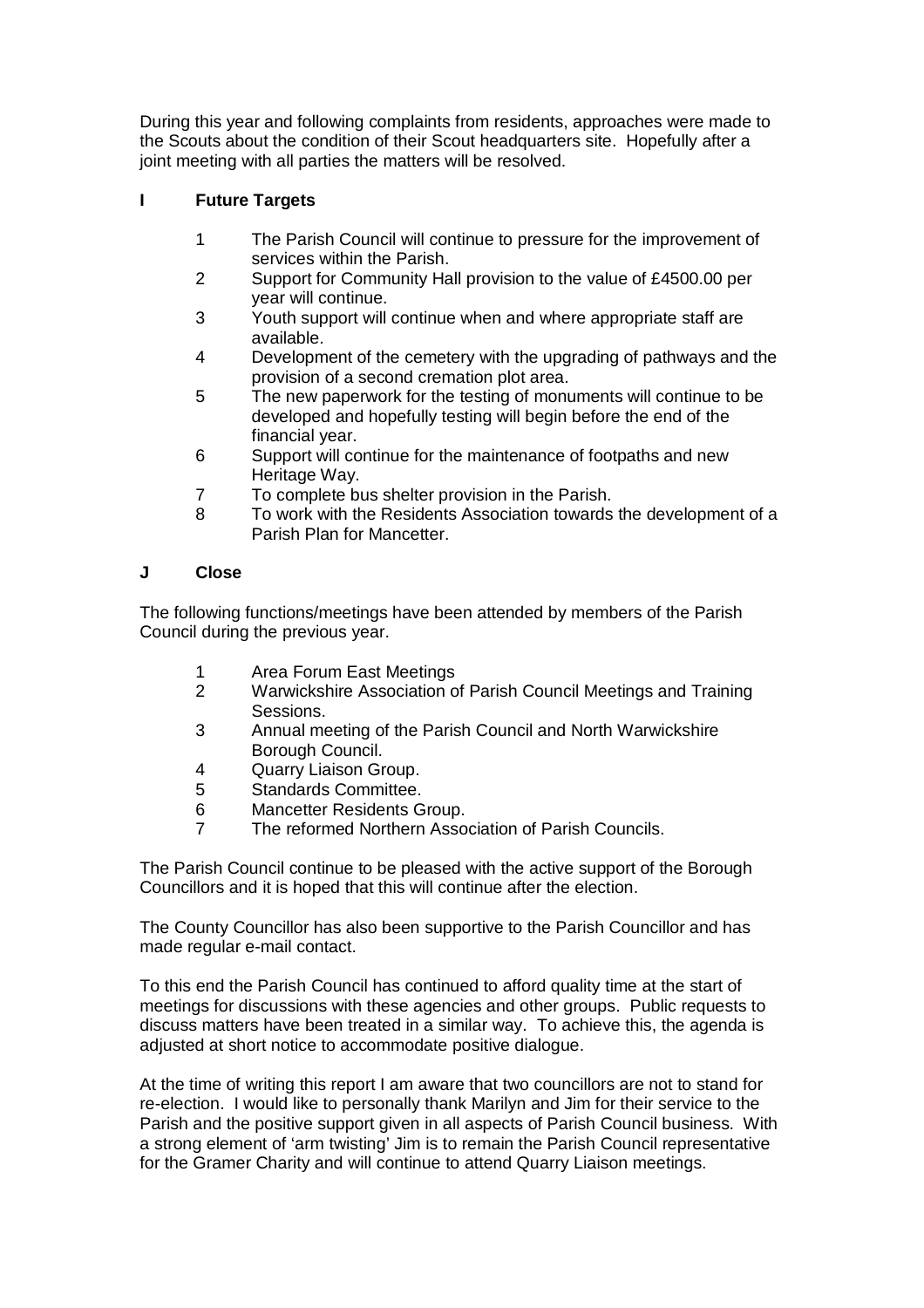During this year and following complaints from residents, approaches were made to the Scouts about the condition of their Scout headquarters site. Hopefully after a joint meeting with all parties the matters will be resolved.

## I Future Targets

1. The Parish Council will continue to pressure for the improvement of services within the Parish.
2. Support for Community Hall provision to the value of £4500.00 per year will continue.
3. Youth support will continue when and where appropriate staff are available.
4. Development of the cemetery with the upgrading of pathways and the provision of a second cremation plot area.
5. The new paperwork for the testing of monuments will continue to be developed and hopefully testing will begin before the end of the financial year.
6. Support will continue for the maintenance of footpaths and new Heritage Way.
7. To complete bus shelter provision in the Parish.
8. To work with the Residents Association towards the development of a Parish Plan for Mancetter.

## J Close

The following functions/meetings have been attended by members of the Parish Council during the previous year.

1. Area Forum East Meetings
2. Warwickshire Association of Parish Council Meetings and Training Sessions.
3. Annual meeting of the Parish Council and North Warwickshire Borough Council.
4. Quarry Liaison Group.
5. Standards Committee.
6. Mancetter Residents Group.
7. The reformed Northern Association of Parish Councils.

The Parish Council continue to be pleased with the active support of the Borough Councillors and it is hoped that this will continue after the election.

The County Councillor has also been supportive to the Parish Councillor and has made regular e-mail contact.

To this end the Parish Council has continued to afford quality time at the start of meetings for discussions with these agencies and other groups. Public requests to discuss matters have been treated in a similar way. To achieve this, the agenda is adjusted at short notice to accommodate positive dialogue.

At the time of writing this report I am aware that two councillors are not to stand for re-election. I would like to personally thank Marilyn and Jim for their service to the Parish and the positive support given in all aspects of Parish Council business. With a strong element of 'arm twisting' Jim is to remain the Parish Council representative for the Gramer Charity and will continue to attend Quarry Liaison meetings.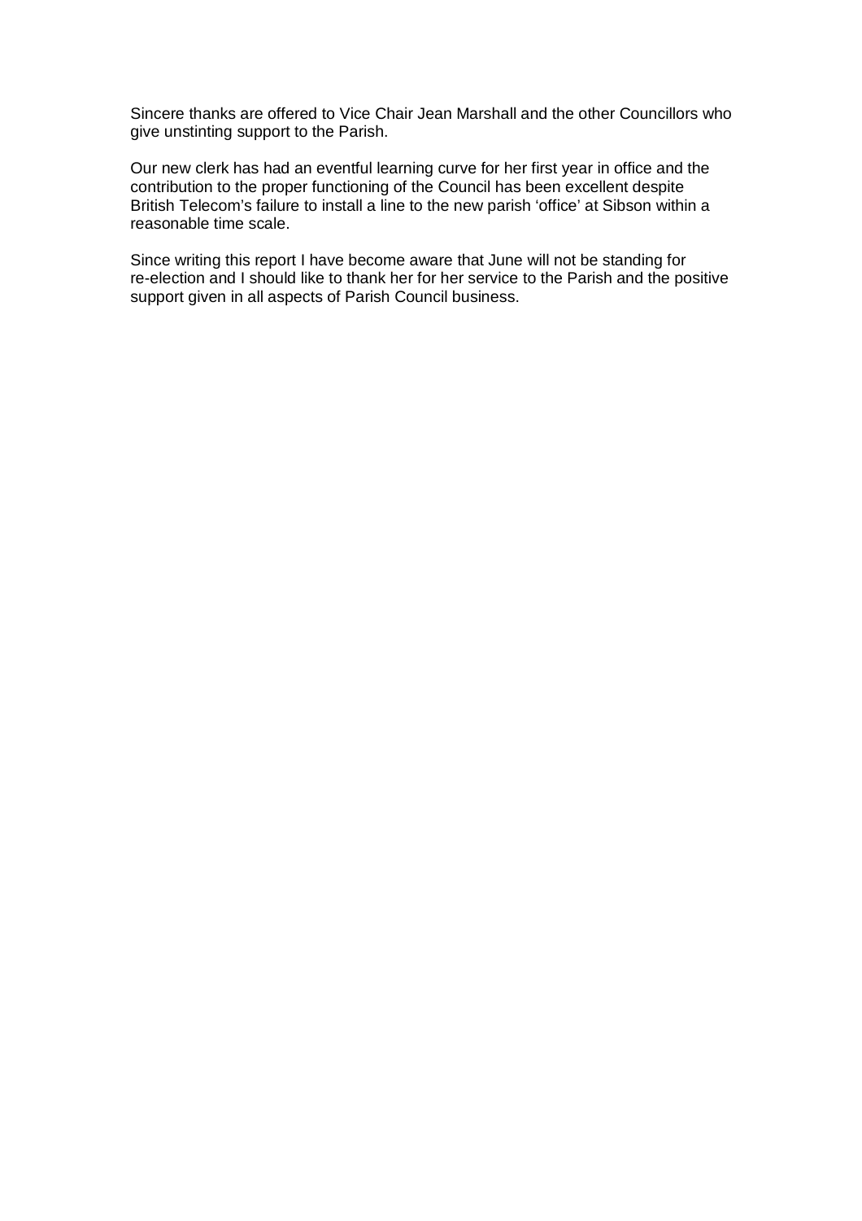Sincere thanks are offered to Vice Chair Jean Marshall and the other Councillors who give unstinting support to the Parish.

Our new clerk has had an eventful learning curve for her first year in office and the contribution to the proper functioning of the Council has been excellent despite British Telecom's failure to install a line to the new parish 'office' at Sibson within a reasonable time scale.

Since writing this report I have become aware that June will not be standing for re-election and I should like to thank her for her service to the Parish and the positive support given in all aspects of Parish Council business.